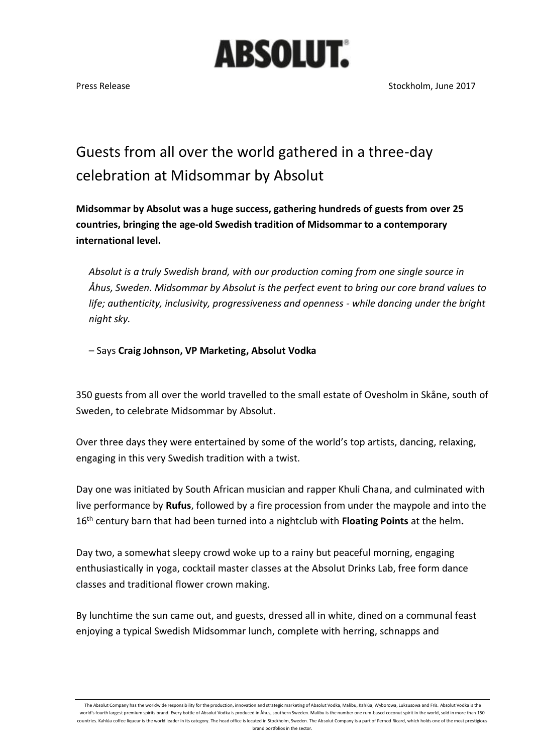# ABSOLUT.

Press Release

Stockholm, June 2017

## Guests from all over the world gathered in a three-day celebration at Midsommar by Absolut

**Midsommar by Absolut was a huge success, gathering hundreds of guests from over 25 countries, bringing the age-old Swedish tradition of Midsommar to a contemporary international level.**

> *Absolut is a truly Swedish brand, with our production coming from one single source in Åhus, Sweden. Midsommar by Absolut is the perfect event to bring our core brand values to life; authenticity, inclusivity, progressiveness and openness - while dancing under the bright night sky.*
>
> – Says **Craig Johnson, VP Marketing, Absolut Vodka**

350 guests from all over the world travelled to the small estate of Ovesholm in Skåne, south of Sweden, to celebrate Midsommar by Absolut.

Over three days they were entertained by some of the world's top artists, dancing, relaxing, engaging in this very Swedish tradition with a twist.

Day one was initiated by South African musician and rapper Khuli Chana, and culminated with live performance by **Rufus**, followed by a fire procession from under the maypole and into the 16th century barn that had been turned into a nightclub with **Floating Points** at the helm**.**

Day two, a somewhat sleepy crowd woke up to a rainy but peaceful morning, engaging enthusiastically in yoga, cocktail master classes at the Absolut Drinks Lab, free form dance classes and traditional flower crown making.

By lunchtime the sun came out, and guests, dressed all in white, dined on a communal feast enjoying a typical Swedish Midsommar lunch, complete with herring, schnapps and

---

The Absolut Company has the worldwide responsibility for the production, innovation and strategic marketing of Absolut Vodka, Malibu, Kahlúa, Wyborowa, Luksusowa and Frïs. Absolut Vodka is the world's fourth largest premium spirits brand. Every bottle of Absolut Vodka is produced in Åhus, southern Sweden. Malibu is the number one rum-based coconut spirit in the world, sold in more than 150 countries. Kahlúa coffee liqueur is the world leader in its category. The head office is located in Stockholm, Sweden. The Absolut Company is a part of Pernod Ricard, which holds one of the most prestigious brand portfolios in the sector.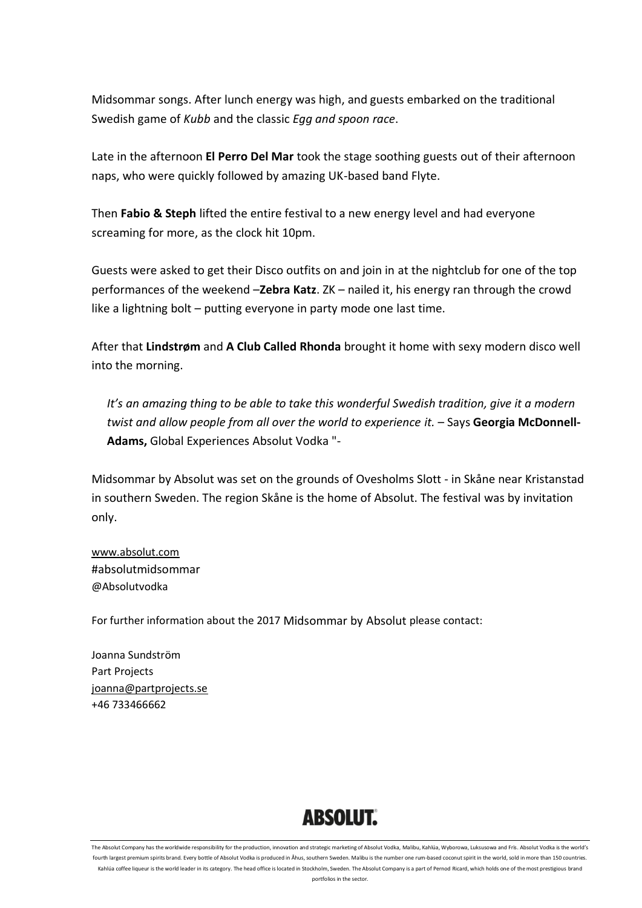Midsommar songs. After lunch energy was high, and guests embarked on the traditional Swedish game of *Kubb* and the classic *Egg and spoon race*.

Late in the afternoon **El Perro Del Mar** took the stage soothing guests out of their afternoon naps, who were quickly followed by amazing UK-based band Flyte.

Then **Fabio & Steph** lifted the entire festival to a new energy level and had everyone screaming for more, as the clock hit 10pm.

Guests were asked to get their Disco outfits on and join in at the nightclub for one of the top performances of the weekend –**Zebra Katz**. ZK – nailed it, his energy ran through the crowd like a lightning bolt – putting everyone in party mode one last time.

After that **Lindstrøm** and **A Club Called Rhonda** brought it home with sexy modern disco well into the morning.

> *It's an amazing thing to be able to take this wonderful Swedish tradition, give it a modern twist and allow people from all over the world to experience it.* – Says **Georgia McDonnell-Adams,** Global Experiences Absolut Vodka "-

Midsommar by Absolut was set on the grounds of Ovesholms Slott - in Skåne near Kristanstad in southern Sweden. The region Skåne is the home of Absolut. The festival was by invitation only.

www.absolut.com
#absolutmidsommar
@Absolutvodka

For further information about the 2017 Midsommar by Absolut please contact:

Joanna Sundström
Part Projects
joanna@partprojects.se
+46 733466662

ABSOLUT.

The Absolut Company has the worldwide responsibility for the production, innovation and strategic marketing of Absolut Vodka, Malibu, Kahlúa, Wyborowa, Luksusowa and Frïs. Absolut Vodka is the world's fourth largest premium spirits brand. Every bottle of Absolut Vodka is produced in Åhus, southern Sweden. Malibu is the number one rum-based coconut spirit in the world, sold in more than 150 countries. Kahlúa coffee liqueur is the world leader in its category. The head office is located in Stockholm, Sweden. The Absolut Company is a part of Pernod Ricard, which holds one of the most prestigious brand portfolios in the sector.